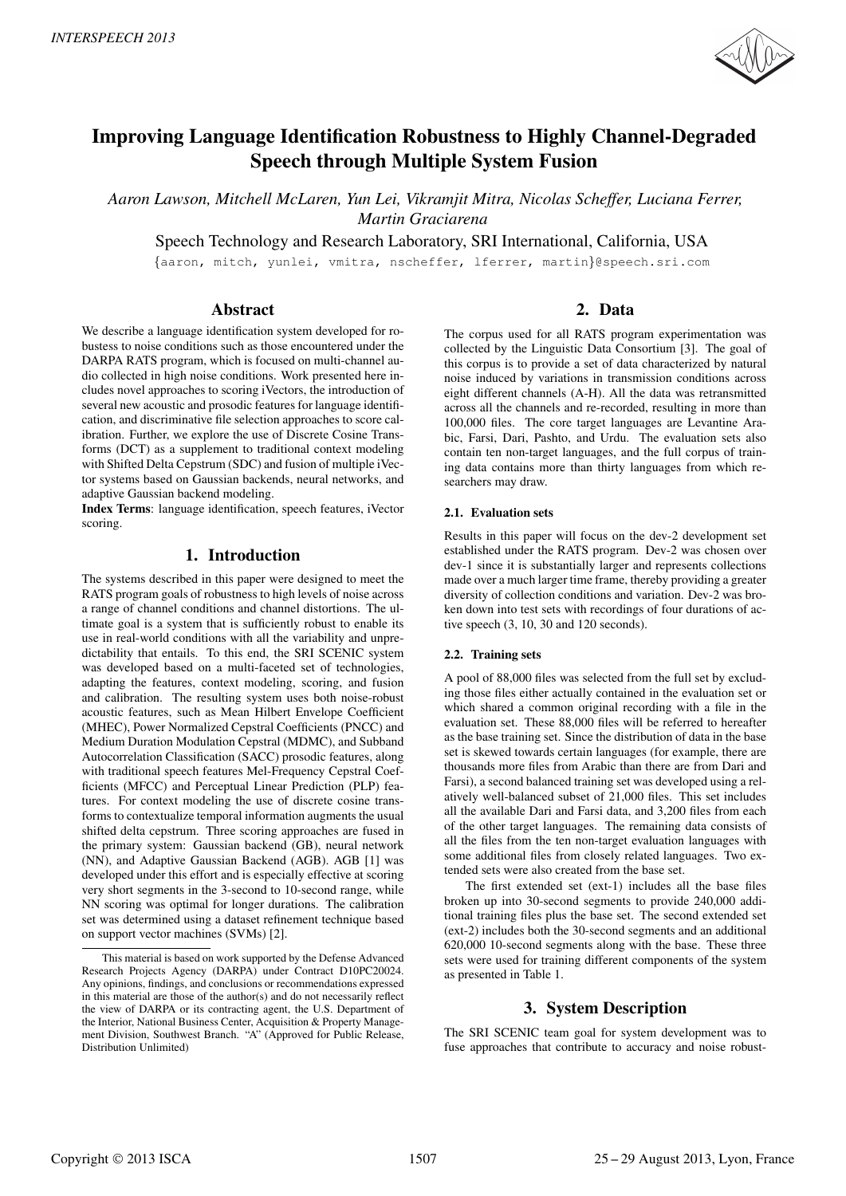# Improving Language Identification Robustness to Highly Channel-Degraded Speech through Multiple System Fusion

*Aaron Lawson, Mitchell McLaren, Yun Lei, Vikramjit Mitra, Nicolas Scheffer, Luciana Ferrer, Martin Graciarena*

Speech Technology and Research Laboratory, SRI International, California, USA

{aaron, mitch, yunlei, vmitra, nscheffer, lferrer, martin}@speech.sri.com

## Abstract

We describe a language identification system developed for robustess to noise conditions such as those encountered under the DARPA RATS program, which is focused on multi-channel audio collected in high noise conditions. Work presented here includes novel approaches to scoring iVectors, the introduction of several new acoustic and prosodic features for language identification, and discriminative file selection approaches to score calibration. Further, we explore the use of Discrete Cosine Transforms (DCT) as a supplement to traditional context modeling with Shifted Delta Cepstrum (SDC) and fusion of multiple iVector systems based on Gaussian backends, neural networks, and adaptive Gaussian backend modeling.

**Index Terms**: language identification, speech features, iVector scoring.

## 1. Introduction

The systems described in this paper were designed to meet the RATS program goals of robustness to high levels of noise across a range of channel conditions and channel distortions. The ultimate goal is a system that is sufficiently robust to enable its use in real-world conditions with all the variability and unpredictability that entails. To this end, the SRI SCENIC system was developed based on a multi-faceted set of technologies, adapting the features, context modeling, scoring, and fusion and calibration. The resulting system uses both noise-robust acoustic features, such as Mean Hilbert Envelope Coefficient (MHEC), Power Normalized Cepstral Coefficients (PNCC) and Medium Duration Modulation Cepstral (MDMC), and Subband Autocorrelation Classification (SACC) prosodic features, along with traditional speech features Mel-Frequency Cepstral Coefficients (MFCC) and Perceptual Linear Prediction (PLP) features. For context modeling the use of discrete cosine transforms to contextualize temporal information augments the usual shifted delta cepstrum. Three scoring approaches are fused in the primary system: Gaussian backend (GB), neural network (NN), and Adaptive Gaussian Backend (AGB). AGB [1] was developed under this effort and is especially effective at scoring very short segments in the 3-second to 10-second range, while NN scoring was optimal for longer durations. The calibration set was determined using a dataset refinement technique based on support vector machines (SVMs) [2].

This material is based on work supported by the Defense Advanced Research Projects Agency (DARPA) under Contract D10PC20024. Any opinions, findings, and conclusions or recommendations expressed in this material are those of the author(s) and do not necessarily reflect the view of DARPA or its contracting agent, the U.S. Department of the Interior, National Business Center, Acquisition & Property Management Division, Southwest Branch. "A" (Approved for Public Release, Distribution Unlimited)

## 2. Data

The corpus used for all RATS program experimentation was collected by the Linguistic Data Consortium [3]. The goal of this corpus is to provide a set of data characterized by natural noise induced by variations in transmission conditions across eight different channels (A-H). All the data was retransmitted across all the channels and re-recorded, resulting in more than 100,000 files. The core target languages are Levantine Arabic, Farsi, Dari, Pashto, and Urdu. The evaluation sets also contain ten non-target languages, and the full corpus of training data contains more than thirty languages from which researchers may draw.

### 2.1. Evaluation sets

Results in this paper will focus on the dev-2 development set established under the RATS program. Dev-2 was chosen over dev-1 since it is substantially larger and represents collections made over a much larger time frame, thereby providing a greater diversity of collection conditions and variation. Dev-2 was broken down into test sets with recordings of four durations of active speech (3, 10, 30 and 120 seconds).

### 2.2. Training sets

A pool of 88,000 files was selected from the full set by excluding those files either actually contained in the evaluation set or which shared a common original recording with a file in the evaluation set. These 88,000 files will be referred to hereafter as the base training set. Since the distribution of data in the base set is skewed towards certain languages (for example, there are thousands more files from Arabic than there are from Dari and Farsi), a second balanced training set was developed using a relatively well-balanced subset of 21,000 files. This set includes all the available Dari and Farsi data, and 3,200 files from each of the other target languages. The remaining data consists of all the files from the ten non-target evaluation languages with some additional files from closely related languages. Two extended sets were also created from the base set.

The first extended set (ext-1) includes all the base files broken up into 30-second segments to provide 240,000 additional training files plus the base set. The second extended set (ext-2) includes both the 30-second segments and an additional 620,000 10-second segments along with the base. These three sets were used for training different components of the system as presented in Table 1.

## 3. System Description

The SRI SCENIC team goal for system development was to fuse approaches that contribute to accuracy and noise robust-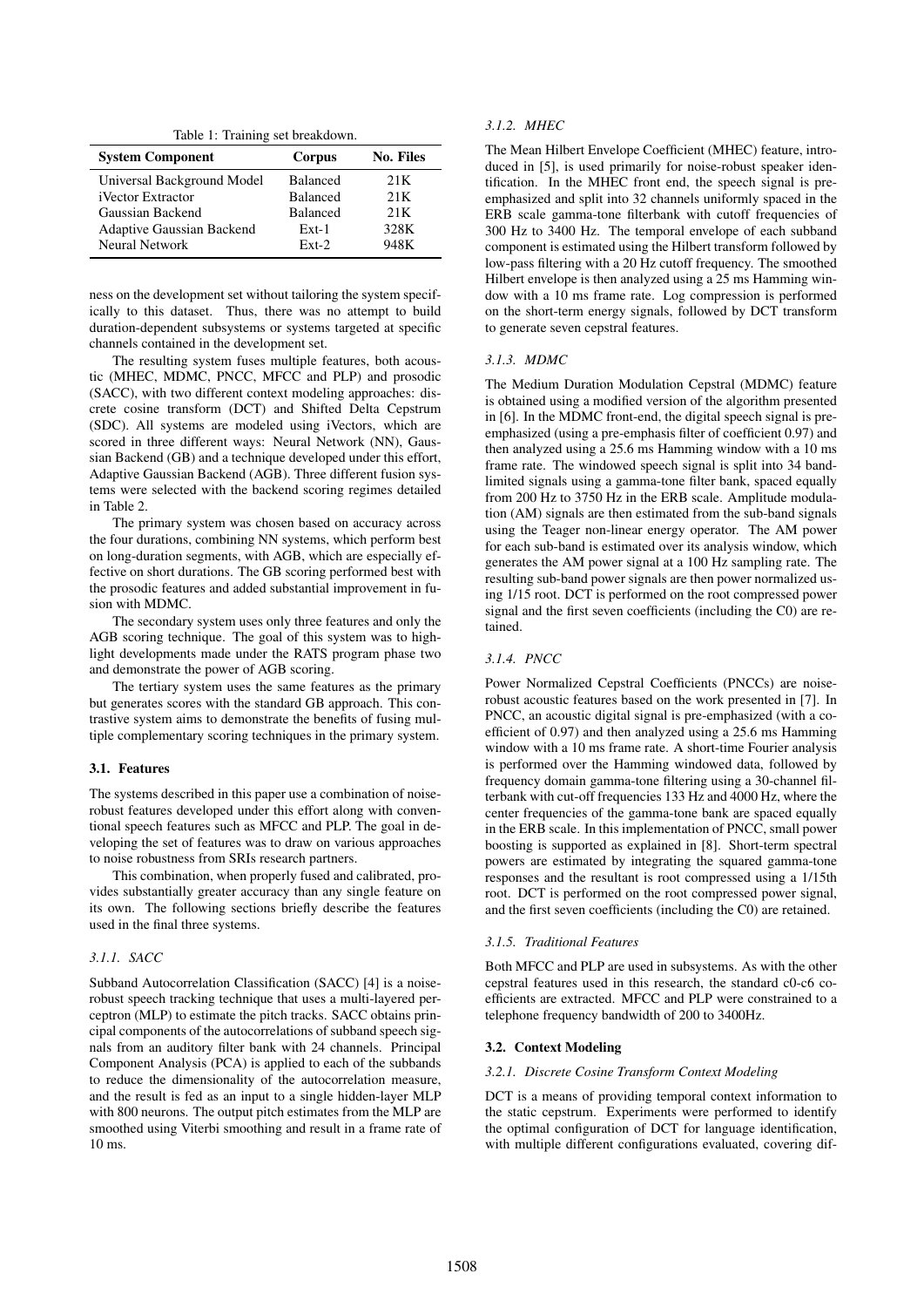Table 1: Training set breakdown.

| System Component | Corpus | No. Files |
|---|---|---|
| Universal Background Model | Balanced | 21K |
| iVector Extractor | Balanced | 21K |
| Gaussian Backend | Balanced | 21K |
| Adaptive Gaussian Backend | Ext-1 | 328K |
| Neural Network | Ext-2 | 948K |

ness on the development set without tailoring the system specifically to this dataset. Thus, there was no attempt to build duration-dependent subsystems or systems targeted at specific channels contained in the development set.

The resulting system fuses multiple features, both acoustic (MHEC, MDMC, PNCC, MFCC and PLP) and prosodic (SACC), with two different context modeling approaches: discrete cosine transform (DCT) and Shifted Delta Cepstrum (SDC). All systems are modeled using iVectors, which are scored in three different ways: Neural Network (NN), Gaussian Backend (GB) and a technique developed under this effort, Adaptive Gaussian Backend (AGB). Three different fusion systems were selected with the backend scoring regimes detailed in Table 2.

The primary system was chosen based on accuracy across the four durations, combining NN systems, which perform best on long-duration segments, with AGB, which are especially effective on short durations. The GB scoring performed best with the prosodic features and added substantial improvement in fusion with MDMC.

The secondary system uses only three features and only the AGB scoring technique. The goal of this system was to highlight developments made under the RATS program phase two and demonstrate the power of AGB scoring.

The tertiary system uses the same features as the primary but generates scores with the standard GB approach. This contrastive system aims to demonstrate the benefits of fusing multiple complementary scoring techniques in the primary system.

## 3.1. Features

The systems described in this paper use a combination of noise-robust features developed under this effort along with conventional speech features such as MFCC and PLP. The goal in developing the set of features was to draw on various approaches to noise robustness from SRIs research partners.

This combination, when properly fused and calibrated, provides substantially greater accuracy than any single feature on its own. The following sections briefly describe the features used in the final three systems.

### 3.1.1. SACC

Subband Autocorrelation Classification (SACC) [4] is a noise-robust speech tracking technique that uses a multi-layered perceptron (MLP) to estimate the pitch tracks. SACC obtains principal components of the autocorrelations of subband speech signals from an auditory filter bank with 24 channels. Principal Component Analysis (PCA) is applied to each of the subbands to reduce the dimensionality of the autocorrelation measure, and the result is fed as an input to a single hidden-layer MLP with 800 neurons. The output pitch estimates from the MLP are smoothed using Viterbi smoothing and result in a frame rate of 10 ms.

### 3.1.2. MHEC

The Mean Hilbert Envelope Coefficient (MHEC) feature, introduced in [5], is used primarily for noise-robust speaker identification. In the MHEC front end, the speech signal is pre-emphasized and split into 32 channels uniformly spaced in the ERB scale gamma-tone filterbank with cutoff frequencies of 300 Hz to 3400 Hz. The temporal envelope of each subband component is estimated using the Hilbert transform followed by low-pass filtering with a 20 Hz cutoff frequency. The smoothed Hilbert envelope is then analyzed using a 25 ms Hamming window with a 10 ms frame rate. Log compression is performed on the short-term energy signals, followed by DCT transform to generate seven cepstral features.

### 3.1.3. MDMC

The Medium Duration Modulation Cepstral (MDMC) feature is obtained using a modified version of the algorithm presented in [6]. In the MDMC front-end, the digital speech signal is pre-emphasized (using a pre-emphasis filter of coefficient 0.97) and then analyzed using a 25.6 ms Hamming window with a 10 ms frame rate. The windowed speech signal is split into 34 band-limited signals using a gamma-tone filter bank, spaced equally from 200 Hz to 3750 Hz in the ERB scale. Amplitude modulation (AM) signals are then estimated from the sub-band signals using the Teager non-linear energy operator. The AM power for each sub-band is estimated over its analysis window, which generates the AM power signal at a 100 Hz sampling rate. The resulting sub-band power signals are then power normalized using 1/15 root. DCT is performed on the root compressed power signal and the first seven coefficients (including the C0) are retained.

### 3.1.4. PNCC

Power Normalized Cepstral Coefficients (PNCCs) are noise-robust acoustic features based on the work presented in [7]. In PNCC, an acoustic digital signal is pre-emphasized (with a coefficient of 0.97) and then analyzed using a 25.6 ms Hamming window with a 10 ms frame rate. A short-time Fourier analysis is performed over the Hamming windowed data, followed by frequency domain gamma-tone filtering using a 30-channel filterbank with cut-off frequencies 133 Hz and 4000 Hz, where the center frequencies of the gamma-tone bank are spaced equally in the ERB scale. In this implementation of PNCC, small power boosting is supported as explained in [8]. Short-term spectral powers are estimated by integrating the squared gamma-tone responses and the resultant is root compressed using a 1/15th root. DCT is performed on the root compressed power signal, and the first seven coefficients (including the C0) are retained.

### 3.1.5. Traditional Features

Both MFCC and PLP are used in subsystems. As with the other cepstral features used in this research, the standard c0-c6 coefficients are extracted. MFCC and PLP were constrained to a telephone frequency bandwidth of 200 to 3400Hz.

## 3.2. Context Modeling

### 3.2.1. Discrete Cosine Transform Context Modeling

DCT is a means of providing temporal context information to the static cepstrum. Experiments were performed to identify the optimal configuration of DCT for language identification, with multiple different configurations evaluated, covering dif-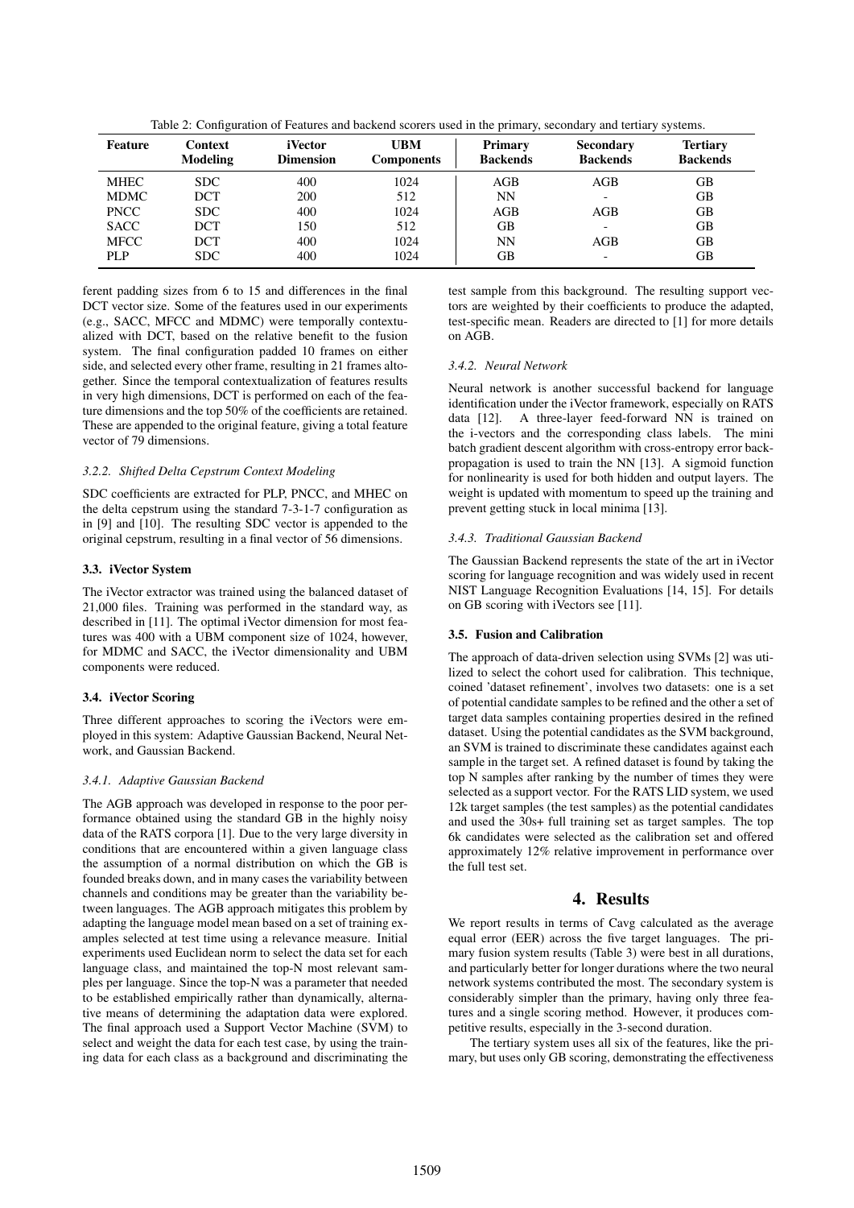Table 2: Configuration of Features and backend scorers used in the primary, secondary and tertiary systems.

| Feature | Context Modeling | iVector Dimension | UBM Components | Primary Backends | Secondary Backends | Tertiary Backends |
|---|---|---|---|---|---|---|
| MHEC | SDC | 400 | 1024 | AGB | AGB | GB |
| MDMC | DCT | 200 | 512 | NN | - | GB |
| PNCC | SDC | 400 | 1024 | AGB | AGB | GB |
| SACC | DCT | 150 | 512 | GB | - | GB |
| MFCC | DCT | 400 | 1024 | NN | AGB | GB |
| PLP | SDC | 400 | 1024 | GB | - | GB |

ferent padding sizes from 6 to 15 and differences in the final DCT vector size. Some of the features used in our experiments (e.g., SACC, MFCC and MDMC) were temporally contextualized with DCT, based on the relative benefit to the fusion system. The final configuration padded 10 frames on either side, and selected every other frame, resulting in 21 frames altogether. Since the temporal contextualization of features results in very high dimensions, DCT is performed on each of the feature dimensions and the top 50% of the coefficients are retained. These are appended to the original feature, giving a total feature vector of 79 dimensions.

#### 3.2.2. Shifted Delta Cepstrum Context Modeling

SDC coefficients are extracted for PLP, PNCC, and MHEC on the delta cepstrum using the standard 7-3-1-7 configuration as in [9] and [10]. The resulting SDC vector is appended to the original cepstrum, resulting in a final vector of 56 dimensions.

### 3.3. iVector System

The iVector extractor was trained using the balanced dataset of 21,000 files. Training was performed in the standard way, as described in [11]. The optimal iVector dimension for most features was 400 with a UBM component size of 1024, however, for MDMC and SACC, the iVector dimensionality and UBM components were reduced.

### 3.4. iVector Scoring

Three different approaches to scoring the iVectors were employed in this system: Adaptive Gaussian Backend, Neural Network, and Gaussian Backend.

#### 3.4.1. Adaptive Gaussian Backend

The AGB approach was developed in response to the poor performance obtained using the standard GB in the highly noisy data of the RATS corpora [1]. Due to the very large diversity in conditions that are encountered within a given language class the assumption of a normal distribution on which the GB is founded breaks down, and in many cases the variability between channels and conditions may be greater than the variability between languages. The AGB approach mitigates this problem by adapting the language model mean based on a set of training examples selected at test time using a relevance measure. Initial experiments used Euclidean norm to select the data set for each language class, and maintained the top-N most relevant samples per language. Since the top-N was a parameter that needed to be established empirically rather than dynamically, alternative means of determining the adaptation data were explored. The final approach used a Support Vector Machine (SVM) to select and weight the data for each test case, by using the training data for each class as a background and discriminating the test sample from this background. The resulting support vectors are weighted by their coefficients to produce the adapted, test-specific mean. Readers are directed to [1] for more details on AGB.

#### 3.4.2. Neural Network

Neural network is another successful backend for language identification under the iVector framework, especially on RATS data [12]. A three-layer feed-forward NN is trained on the i-vectors and the corresponding class labels. The mini batch gradient descent algorithm with cross-entropy error back-propagation is used to train the NN [13]. A sigmoid function for nonlinearity is used for both hidden and output layers. The weight is updated with momentum to speed up the training and prevent getting stuck in local minima [13].

#### 3.4.3. Traditional Gaussian Backend

The Gaussian Backend represents the state of the art in iVector scoring for language recognition and was widely used in recent NIST Language Recognition Evaluations [14, 15]. For details on GB scoring with iVectors see [11].

### 3.5. Fusion and Calibration

The approach of data-driven selection using SVMs [2] was utilized to select the cohort used for calibration. This technique, coined 'dataset refinement', involves two datasets: one is a set of potential candidate samples to be refined and the other a set of target data samples containing properties desired in the refined dataset. Using the potential candidates as the SVM background, an SVM is trained to discriminate these candidates against each sample in the target set. A refined dataset is found by taking the top N samples after ranking by the number of times they were selected as a support vector. For the RATS LID system, we used 12k target samples (the test samples) as the potential candidates and used the 30s+ full training set as target samples. The top 6k candidates were selected as the calibration set and offered approximately 12% relative improvement in performance over the full test set.

## 4. Results

We report results in terms of Cavg calculated as the average equal error (EER) across the five target languages. The primary fusion system results (Table 3) were best in all durations, and particularly better for longer durations where the two neural network systems contributed the most. The secondary system is considerably simpler than the primary, having only three features and a single scoring method. However, it produces competitive results, especially in the 3-second duration.

The tertiary system uses all six of the features, like the primary, but uses only GB scoring, demonstrating the effectiveness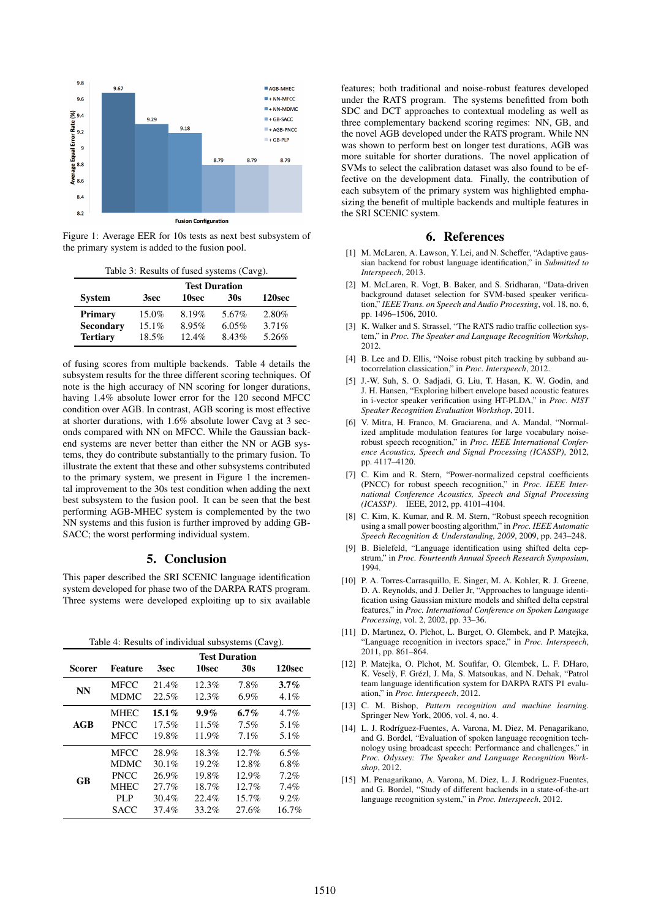9.8
9.6
9.4
9.2
9
8.8
8.6
8.4
8.2

Average Equal Error Rate (%)

9.67
9.29
9.18
8.79
8.79
8.79

AGB-MHEC
+ NN-MFCC
+ NN-MDMC
+ GB-SACC
+ AGB-PNCC
+ GB-PLP

Fusion Configuration

Figure 1: Average EER for 10s tests as next best subsystem of the primary system is added to the fusion pool.

Table 3: Results of fused systems (Cavg).

| System | Test Duration 3sec | 10sec | 30s | 120sec |
|---|---|---|---|---|
| **Primary** | 15.0% | 8.19% | 5.67% | 2.80% |
| **Secondary** | 15.1% | 8.95% | 6.05% | 3.71% |
| **Tertiary** | 18.5% | 12.4% | 8.43% | 5.26% |

of fusing scores from multiple backends. Table 4 details the subsystem results for the three different scoring techniques. Of note is the high accuracy of NN scoring for longer durations, having 1.4% absolute lower error for the 120 second MFCC condition over AGB. In contrast, AGB scoring is most effective at shorter durations, with 1.6% absolute lower Cavg at 3 seconds compared with NN on MFCC. While the Gaussian backend systems are never better than either the NN or AGB systems, they do contribute substantially to the primary fusion. To illustrate the extent that these and other subsystems contributed to the primary system, we present in Figure 1 the incremental improvement to the 30s test condition when adding the next best subsystem to the fusion pool. It can be seen that the best performing AGB-MHEC system is complemented by the two NN systems and this fusion is further improved by adding GB-SACC; the worst performing individual system.

## 5. Conclusion

This paper described the SRI SCENIC language identification system developed for phase two of the DARPA RATS program. Three systems were developed exploiting up to six available features; both traditional and noise-robust features developed under the RATS program. The systems benefitted from both SDC and DCT approaches to contextual modeling as well as three complementary backend scoring regimes: NN, GB, and the novel AGB developed under the RATS program. While NN was shown to perform best on longer test durations, AGB was more suitable for shorter durations. The novel application of SVMs to select the calibration dataset was also found to be effective on the development data. Finally, the contribution of each subsystem of the primary system was highlighted emphasizing the benefit of multiple backends and multiple features in the SRI SCENIC system.

Table 4: Results of individual subsystems (Cavg).

| Scorer | Feature | Test Duration 3sec | 10sec | 30s | 120sec |
|---|---|---|---|---|---|
| **NN** | MFCC | 21.4% | 12.3% | 7.8% | **3.7%** |
| | MDMC | 22.5% | 12.3% | 6.9% | 4.1% |
| **AGB** | MHEC | **15.1%** | **9.9%** | **6.7%** | 4.7% |
| | PNCC | 17.5% | 11.5% | 7.5% | 5.1% |
| | MFCC | 19.8% | 11.9% | 7.1% | 5.1% |
| **GB** | MFCC | 28.9% | 18.3% | 12.7% | 6.5% |
| | MDMC | 30.1% | 19.2% | 12.8% | 6.8% |
| | PNCC | 26.9% | 19.8% | 12.9% | 7.2% |
| | MHEC | 27.7% | 18.7% | 12.7% | 7.4% |
| | PLP | 30.4% | 22.4% | 15.7% | 9.2% |
| | SACC | 37.4% | 33.2% | 27.6% | 16.7% |

## 6. References

[1] M. McLaren, A. Lawson, Y. Lei, and N. Scheffer, "Adaptive gaussian backend for robust language identification," in *Submitted to Interspeech*, 2013.

[2] M. McLaren, R. Vogt, B. Baker, and S. Sridharan, "Data-driven background dataset selection for SVM-based speaker verification," *IEEE Trans. on Speech and Audio Processing*, vol. 18, no. 6, pp. 1496–1506, 2010.

[3] K. Walker and S. Strassel, "The RATS radio traffic collection system," in *Proc. The Speaker and Language Recognition Workshop*, 2012.

[4] B. Lee and D. Ellis, "Noise robust pitch tracking by subband autocorrelation classication," in *Proc. Interspeech*, 2012.

[5] J.-W. Suh, S. O. Sadjadi, G. Liu, T. Hasan, K. W. Godin, and J. H. Hansen, "Exploring hilbert envelope based acoustic features in i-vector speaker verification using HT-PLDA," in *Proc. NIST Speaker Recognition Evaluation Workshop*, 2011.

[6] V. Mitra, H. Franco, M. Graciarena, and A. Mandal, "Normalized amplitude modulation features for large vocabulary noise-robust speech recognition," in *Proc. IEEE International Conference Acoustics, Speech and Signal Processing (ICASSP)*, 2012, pp. 4117–4120.

[7] C. Kim and R. Stern, "Power-normalized cepstral coefficients (PNCC) for robust speech recognition," in *Proc. IEEE International Conference Acoustics, Speech and Signal Processing (ICASSP)*. IEEE, 2012, pp. 4101–4104.

[8] C. Kim, K. Kumar, and R. M. Stern, "Robust speech recognition using a small power boosting algorithm," in *Proc. IEEE Automatic Speech Recognition & Understanding, 2009*, 2009, pp. 243–248.

[9] B. Bielefeld, "Language identification using shifted delta cepstrum," in *Proc. Fourteenth Annual Speech Research Symposium*, 1994.

[10] P. A. Torres-Carrasquillo, E. Singer, M. A. Kohler, R. J. Greene, D. A. Reynolds, and J. R. Deller Jr, "Approaches to language identification using Gaussian mixture models and shifted delta cepstral features," in *Proc. International Conference on Spoken Language Processing*, vol. 2, 2002, pp. 33–36.

[11] D. Martınez, O. Plchot, L. Burget, O. Glembek, and P. Matejka, "Language recognition in ivectors space," in *Proc. Interspeech*, 2011, pp. 861–864.

[12] P. Matejka, O. Plchot, M. Soufifar, O. Glembek, L. F. DHaro, K. Veselỳ, F. Grézl, J. Ma, S. Matsoukas, and N. Dehak, "Patrol team language identification system for DARPA RATS P1 evaluation," in *Proc. Interspeech*, 2012.

[13] C. M. Bishop, *Pattern recognition and machine learning*. Springer New York, 2006, vol. 4, no. 4.

[14] L. J. Rodríguez-Fuentes, A. Varona, M. Diez, M. Penagarikano, and G. Bordel, "Evaluation of spoken language recognition technology using broadcast speech: Performance and challenges," in *Proc. Odyssey: The Speaker and Language Recognition Workshop*, 2012.

[15] M. Penagarikano, A. Varona, M. Diez, L. J. Rodriguez-Fuentes, and G. Bordel, "Study of different backends in a state-of-the-art language recognition system," in *Proc. Interspeech*, 2012.